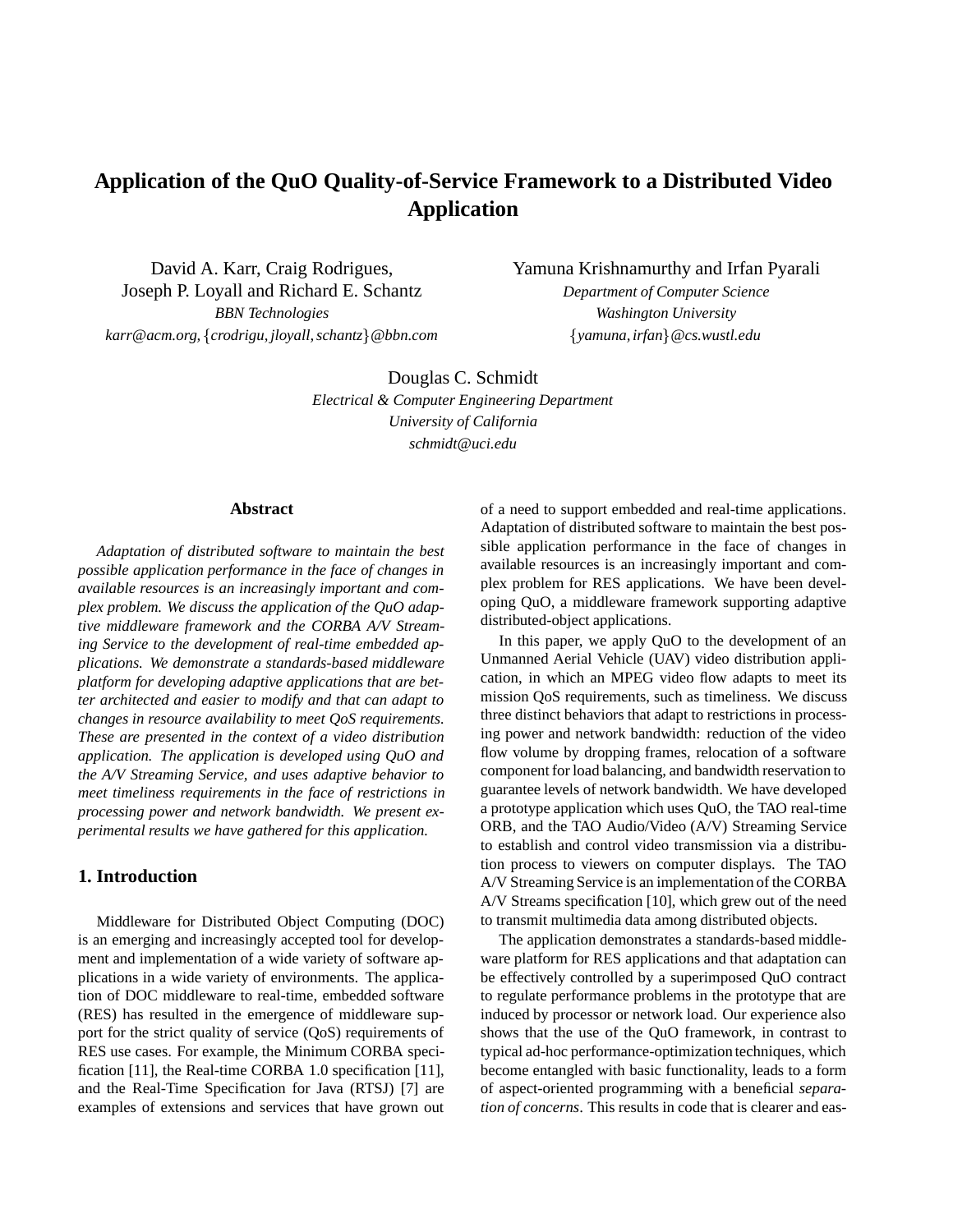# Application of the QuO Quality-of-Service Framework to a Distributed Video Application

David A. Karr, Craig Rodrigues,
Joseph P. Loyall and Richard E. Schantz
*BBN Technologies*
*karr@acm.org, {crodrigu, jloyall, schantz}@bbn.com*

Yamuna Krishnamurthy and Irfan Pyarali
*Department of Computer Science*
*Washington University*
*{yamuna, irfan}@cs.wustl.edu*

Douglas C. Schmidt
*Electrical & Computer Engineering Department*
*University of California*
*schmidt@uci.edu*

## Abstract

*Adaptation of distributed software to maintain the best possible application performance in the face of changes in available resources is an increasingly important and complex problem. We discuss the application of the QuO adaptive middleware framework and the CORBA A/V Streaming Service to the development of real-time embedded applications. We demonstrate a standards-based middleware platform for developing adaptive applications that are better architected and easier to modify and that can adapt to changes in resource availability to meet QoS requirements. These are presented in the context of a video distribution application. The application is developed using QuO and the A/V Streaming Service, and uses adaptive behavior to meet timeliness requirements in the face of restrictions in processing power and network bandwidth. We present experimental results we have gathered for this application.*

## 1. Introduction

Middleware for Distributed Object Computing (DOC) is an emerging and increasingly accepted tool for development and implementation of a wide variety of software applications in a wide variety of environments. The application of DOC middleware to real-time, embedded software (RES) has resulted in the emergence of middleware support for the strict quality of service (QoS) requirements of RES use cases. For example, the Minimum CORBA specification [11], the Real-time CORBA 1.0 specification [11], and the Real-Time Specification for Java (RTSJ) [7] are examples of extensions and services that have grown out of a need to support embedded and real-time applications. Adaptation of distributed software to maintain the best possible application performance in the face of changes in available resources is an increasingly important and complex problem for RES applications. We have been developing QuO, a middleware framework supporting adaptive distributed-object applications.

In this paper, we apply QuO to the development of an Unmanned Aerial Vehicle (UAV) video distribution application, in which an MPEG video flow adapts to meet its mission QoS requirements, such as timeliness. We discuss three distinct behaviors that adapt to restrictions in processing power and network bandwidth: reduction of the video flow volume by dropping frames, relocation of a software component for load balancing, and bandwidth reservation to guarantee levels of network bandwidth. We have developed a prototype application which uses QuO, the TAO real-time ORB, and the TAO Audio/Video (A/V) Streaming Service to establish and control video transmission via a distribution process to viewers on computer displays. The TAO A/V Streaming Service is an implementation of the CORBA A/V Streams specification [10], which grew out of the need to transmit multimedia data among distributed objects.

The application demonstrates a standards-based middleware platform for RES applications and that adaptation can be effectively controlled by a superimposed QuO contract to regulate performance problems in the prototype that are induced by processor or network load. Our experience also shows that the use of the QuO framework, in contrast to typical ad-hoc performance-optimization techniques, which become entangled with basic functionality, leads to a form of aspect-oriented programming with a beneficial *separation of concerns*. This results in code that is clearer and eas-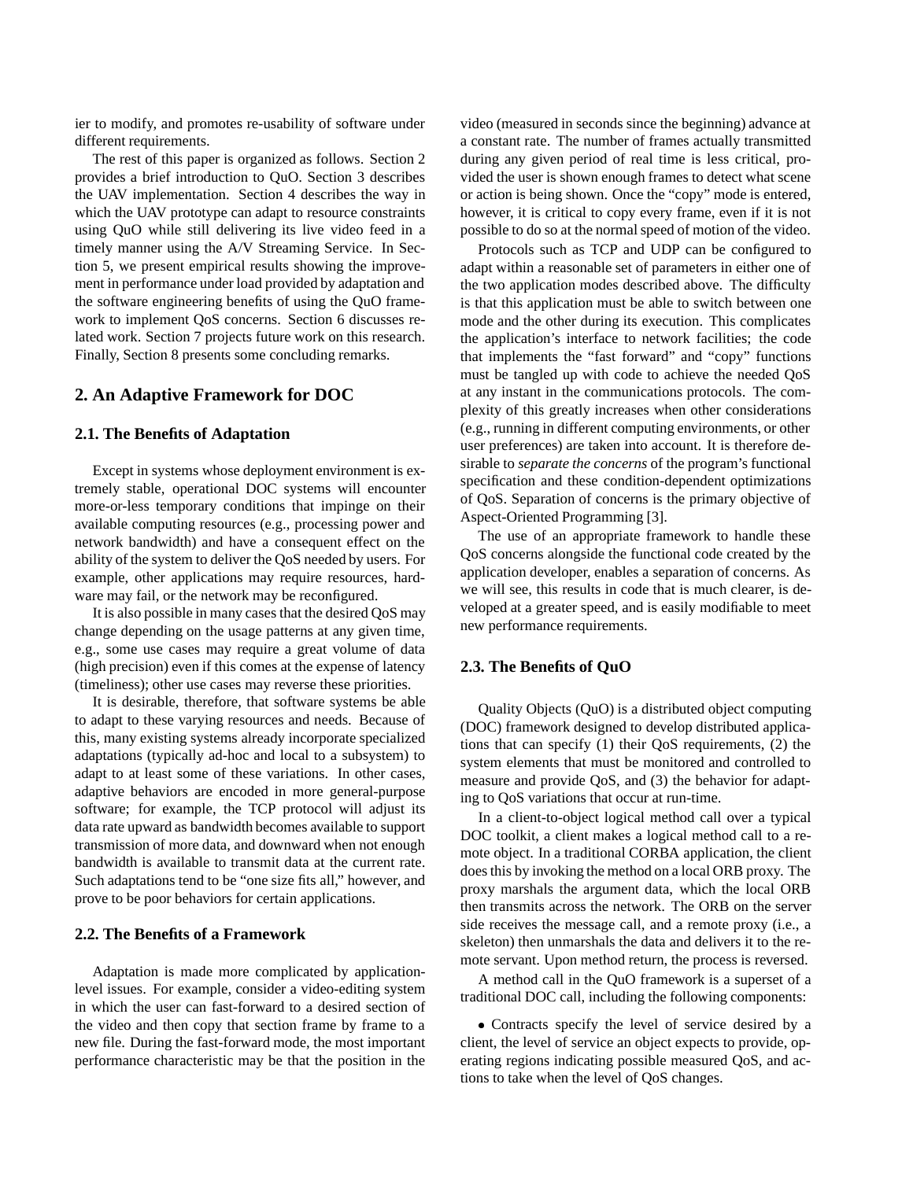ier to modify, and promotes re-usability of software under different requirements.

The rest of this paper is organized as follows. Section 2 provides a brief introduction to QuO. Section 3 describes the UAV implementation. Section 4 describes the way in which the UAV prototype can adapt to resource constraints using QuO while still delivering its live video feed in a timely manner using the A/V Streaming Service. In Section 5, we present empirical results showing the improvement in performance under load provided by adaptation and the software engineering benefits of using the QuO framework to implement QoS concerns. Section 6 discusses related work. Section 7 projects future work on this research. Finally, Section 8 presents some concluding remarks.

## 2. An Adaptive Framework for DOC

### 2.1. The Benefits of Adaptation

Except in systems whose deployment environment is extremely stable, operational DOC systems will encounter more-or-less temporary conditions that impinge on their available computing resources (e.g., processing power and network bandwidth) and have a consequent effect on the ability of the system to deliver the QoS needed by users. For example, other applications may require resources, hardware may fail, or the network may be reconfigured.

It is also possible in many cases that the desired QoS may change depending on the usage patterns at any given time, e.g., some use cases may require a great volume of data (high precision) even if this comes at the expense of latency (timeliness); other use cases may reverse these priorities.

It is desirable, therefore, that software systems be able to adapt to these varying resources and needs. Because of this, many existing systems already incorporate specialized adaptations (typically ad-hoc and local to a subsystem) to adapt to at least some of these variations. In other cases, adaptive behaviors are encoded in more general-purpose software; for example, the TCP protocol will adjust its data rate upward as bandwidth becomes available to support transmission of more data, and downward when not enough bandwidth is available to transmit data at the current rate. Such adaptations tend to be "one size fits all," however, and prove to be poor behaviors for certain applications.

### 2.2. The Benefits of a Framework

Adaptation is made more complicated by application-level issues. For example, consider a video-editing system in which the user can fast-forward to a desired section of the video and then copy that section frame by frame to a new file. During the fast-forward mode, the most important performance characteristic may be that the position in the video (measured in seconds since the beginning) advance at a constant rate. The number of frames actually transmitted during any given period of real time is less critical, provided the user is shown enough frames to detect what scene or action is being shown. Once the "copy" mode is entered, however, it is critical to copy every frame, even if it is not possible to do so at the normal speed of motion of the video.

Protocols such as TCP and UDP can be configured to adapt within a reasonable set of parameters in either one of the two application modes described above. The difficulty is that this application must be able to switch between one mode and the other during its execution. This complicates the application's interface to network facilities; the code that implements the "fast forward" and "copy" functions must be tangled up with code to achieve the needed QoS at any instant in the communications protocols. The complexity of this greatly increases when other considerations (e.g., running in different computing environments, or other user preferences) are taken into account. It is therefore desirable to *separate the concerns* of the program's functional specification and these condition-dependent optimizations of QoS. Separation of concerns is the primary objective of Aspect-Oriented Programming [3].

The use of an appropriate framework to handle these QoS concerns alongside the functional code created by the application developer, enables a separation of concerns. As we will see, this results in code that is much clearer, is developed at a greater speed, and is easily modifiable to meet new performance requirements.

### 2.3. The Benefits of QuO

Quality Objects (QuO) is a distributed object computing (DOC) framework designed to develop distributed applications that can specify (1) their QoS requirements, (2) the system elements that must be monitored and controlled to measure and provide QoS, and (3) the behavior for adapting to QoS variations that occur at run-time.

In a client-to-object logical method call over a typical DOC toolkit, a client makes a logical method call to a remote object. In a traditional CORBA application, the client does this by invoking the method on a local ORB proxy. The proxy marshals the argument data, which the local ORB then transmits across the network. The ORB on the server side receives the message call, and a remote proxy (i.e., a skeleton) then unmarshals the data and delivers it to the remote servant. Upon method return, the process is reversed.

A method call in the QuO framework is a superset of a traditional DOC call, including the following components:

- Contracts specify the level of service desired by a client, the level of service an object expects to provide, operating regions indicating possible measured QoS, and actions to take when the level of QoS changes.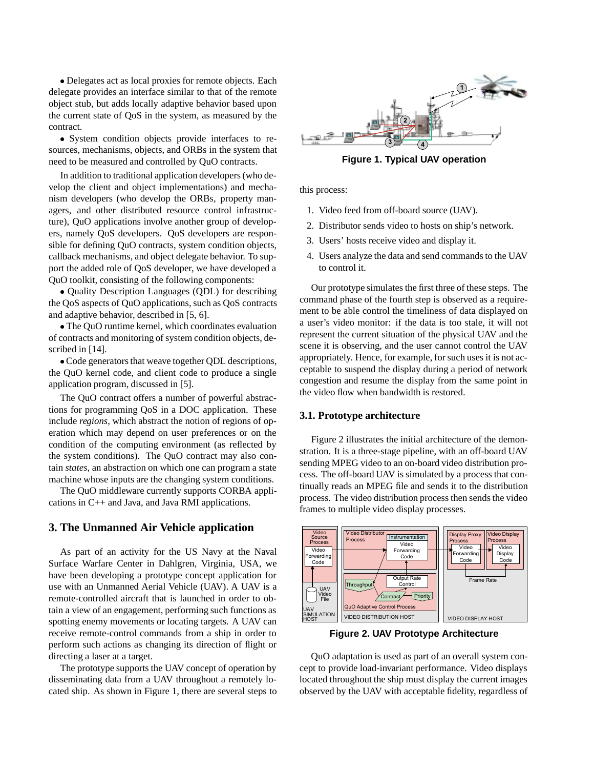• Delegates act as local proxies for remote objects. Each delegate provides an interface similar to that of the remote object stub, but adds locally adaptive behavior based upon the current state of QoS in the system, as measured by the contract.

• System condition objects provide interfaces to resources, mechanisms, objects, and ORBs in the system that need to be measured and controlled by QuO contracts.

In addition to traditional application developers (who develop the client and object implementations) and mechanism developers (who develop the ORBs, property managers, and other distributed resource control infrastructure), QuO applications involve another group of developers, namely QoS developers. QoS developers are responsible for defining QuO contracts, system condition objects, callback mechanisms, and object delegate behavior. To support the added role of QoS developer, we have developed a QuO toolkit, consisting of the following components:

• Quality Description Languages (QDL) for describing the QoS aspects of QuO applications, such as QoS contracts and adaptive behavior, described in [5, 6].

• The QuO runtime kernel, which coordinates evaluation of contracts and monitoring of system condition objects, described in [14].

• Code generators that weave together QDL descriptions, the QuO kernel code, and client code to produce a single application program, discussed in [5].

The QuO contract offers a number of powerful abstractions for programming QoS in a DOC application. These include *regions*, which abstract the notion of regions of operation which may depend on user preferences or on the condition of the computing environment (as reflected by the system conditions). The QuO contract may also contain *states*, an abstraction on which one can program a state machine whose inputs are the changing system conditions.

The QuO middleware currently supports CORBA applications in C++ and Java, and Java RMI applications.

## 3. The Unmanned Air Vehicle application

As part of an activity for the US Navy at the Naval Surface Warfare Center in Dahlgren, Virginia, USA, we have been developing a prototype concept application for use with an Unmanned Aerial Vehicle (UAV). A UAV is a remote-controlled aircraft that is launched in order to obtain a view of an engagement, performing such functions as spotting enemy movements or locating targets. A UAV can receive remote-control commands from a ship in order to perform such actions as changing its direction of flight or directing a laser at a target.

The prototype supports the UAV concept of operation by disseminating data from a UAV throughout a remotely located ship. As shown in Figure 1, there are several steps to this process:

**Figure 1. Typical UAV operation**

1. Video feed from off-board source (UAV).
2. Distributor sends video to hosts on ship's network.
3. Users' hosts receive video and display it.
4. Users analyze the data and send commands to the UAV to control it.

Our prototype simulates the first three of these steps. The command phase of the fourth step is observed as a requirement to be able control the timeliness of data displayed on a user's video monitor: if the data is too stale, it will not represent the current situation of the physical UAV and the scene it is observing, and the user cannot control the UAV appropriately. Hence, for example, for such uses it is not acceptable to suspend the display during a period of network congestion and resume the display from the same point in the video flow when bandwidth is restored.

### 3.1. Prototype architecture

Figure 2 illustrates the initial architecture of the demonstration. It is a three-stage pipeline, with an off-board UAV sending MPEG video to an on-board video distribution process. The off-board UAV is simulated by a process that continually reads an MPEG file and sends it to the distribution process. The video distribution process then sends the video frames to multiple video display processes.

**Figure 2. UAV Prototype Architecture**

QuO adaptation is used as part of an overall system concept to provide load-invariant performance. Video displays located throughout the ship must display the current images observed by the UAV with acceptable fidelity, regardless of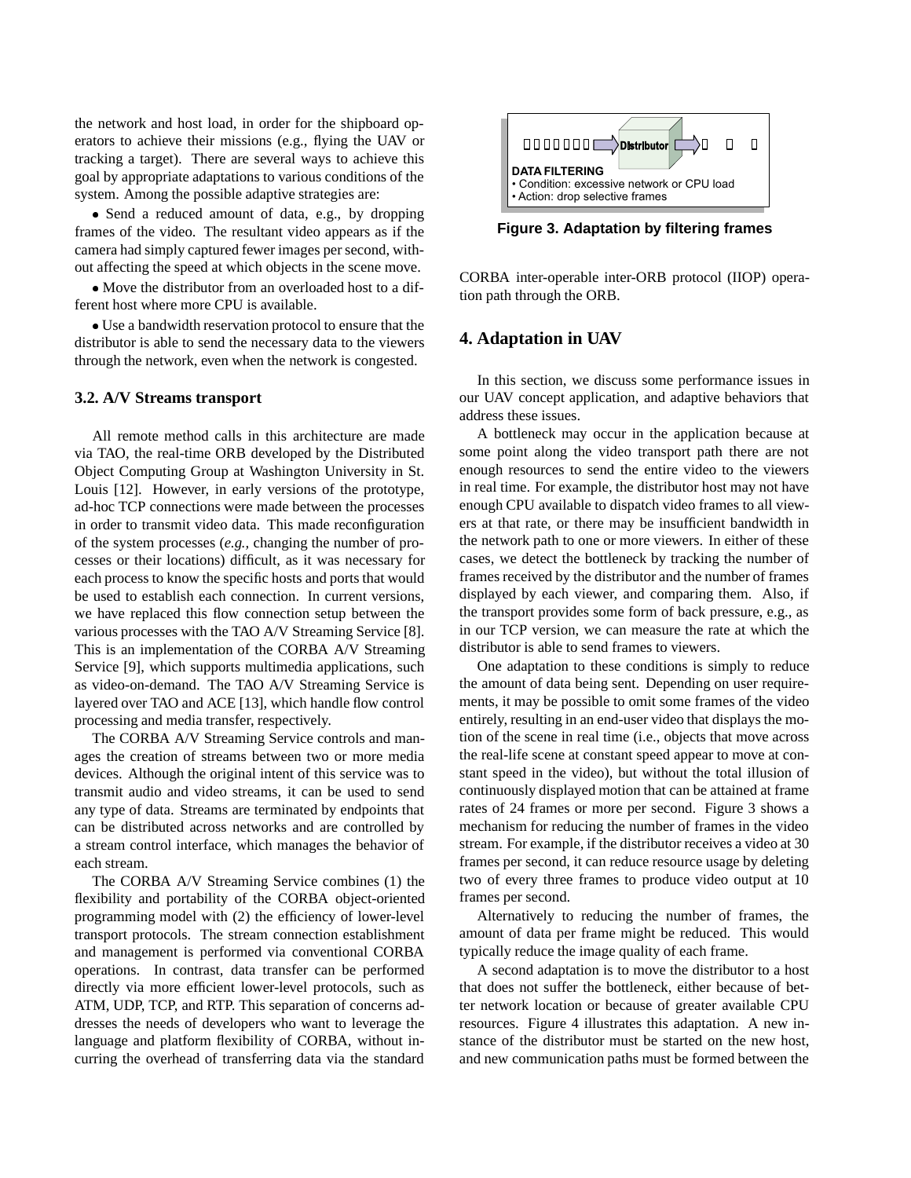the network and host load, in order for the shipboard operators to achieve their missions (e.g., flying the UAV or tracking a target). There are several ways to achieve this goal by appropriate adaptations to various conditions of the system. Among the possible adaptive strategies are:

- Send a reduced amount of data, e.g., by dropping frames of the video. The resultant video appears as if the camera had simply captured fewer images per second, without affecting the speed at which objects in the scene move.
- Move the distributor from an overloaded host to a different host where more CPU is available.
- Use a bandwidth reservation protocol to ensure that the distributor is able to send the necessary data to the viewers through the network, even when the network is congested.

### 3.2. A/V Streams transport

All remote method calls in this architecture are made via TAO, the real-time ORB developed by the Distributed Object Computing Group at Washington University in St. Louis [12]. However, in early versions of the prototype, ad-hoc TCP connections were made between the processes in order to transmit video data. This made reconfiguration of the system processes (*e.g.,* changing the number of processes or their locations) difficult, as it was necessary for each process to know the specific hosts and ports that would be used to establish each connection. In current versions, we have replaced this flow connection setup between the various processes with the TAO A/V Streaming Service [8]. This is an implementation of the CORBA A/V Streaming Service [9], which supports multimedia applications, such as video-on-demand. The TAO A/V Streaming Service is layered over TAO and ACE [13], which handle flow control processing and media transfer, respectively.

The CORBA A/V Streaming Service controls and manages the creation of streams between two or more media devices. Although the original intent of this service was to transmit audio and video streams, it can be used to send any type of data. Streams are terminated by endpoints that can be distributed across networks and are controlled by a stream control interface, which manages the behavior of each stream.

The CORBA A/V Streaming Service combines (1) the flexibility and portability of the CORBA object-oriented programming model with (2) the efficiency of lower-level transport protocols. The stream connection establishment and management is performed via conventional CORBA operations. In contrast, data transfer can be performed directly via more efficient lower-level protocols, such as ATM, UDP, TCP, and RTP. This separation of concerns addresses the needs of developers who want to leverage the language and platform flexibility of CORBA, without incurring the overhead of transferring data via the standard CORBA inter-operable inter-ORB protocol (IIOP) operation path through the ORB.

Distributor

DATA FILTERING
• Condition: excessive network or CPU load
• Action: drop selective frames

**Figure 3. Adaptation by filtering frames**

## 4. Adaptation in UAV

In this section, we discuss some performance issues in our UAV concept application, and adaptive behaviors that address these issues.

A bottleneck may occur in the application because at some point along the video transport path there are not enough resources to send the entire video to the viewers in real time. For example, the distributor host may not have enough CPU available to dispatch video frames to all viewers at that rate, or there may be insufficient bandwidth in the network path to one or more viewers. In either of these cases, we detect the bottleneck by tracking the number of frames received by the distributor and the number of frames displayed by each viewer, and comparing them. Also, if the transport provides some form of back pressure, e.g., as in our TCP version, we can measure the rate at which the distributor is able to send frames to viewers.

One adaptation to these conditions is simply to reduce the amount of data being sent. Depending on user requirements, it may be possible to omit some frames of the video entirely, resulting in an end-user video that displays the motion of the scene in real time (i.e., objects that move across the real-life scene at constant speed appear to move at constant speed in the video), but without the total illusion of continuously displayed motion that can be attained at frame rates of 24 frames or more per second. Figure 3 shows a mechanism for reducing the number of frames in the video stream. For example, if the distributor receives a video at 30 frames per second, it can reduce resource usage by deleting two of every three frames to produce video output at 10 frames per second.

Alternatively to reducing the number of frames, the amount of data per frame might be reduced. This would typically reduce the image quality of each frame.

A second adaptation is to move the distributor to a host that does not suffer the bottleneck, either because of better network location or because of greater available CPU resources. Figure 4 illustrates this adaptation. A new instance of the distributor must be started on the new host, and new communication paths must be formed between the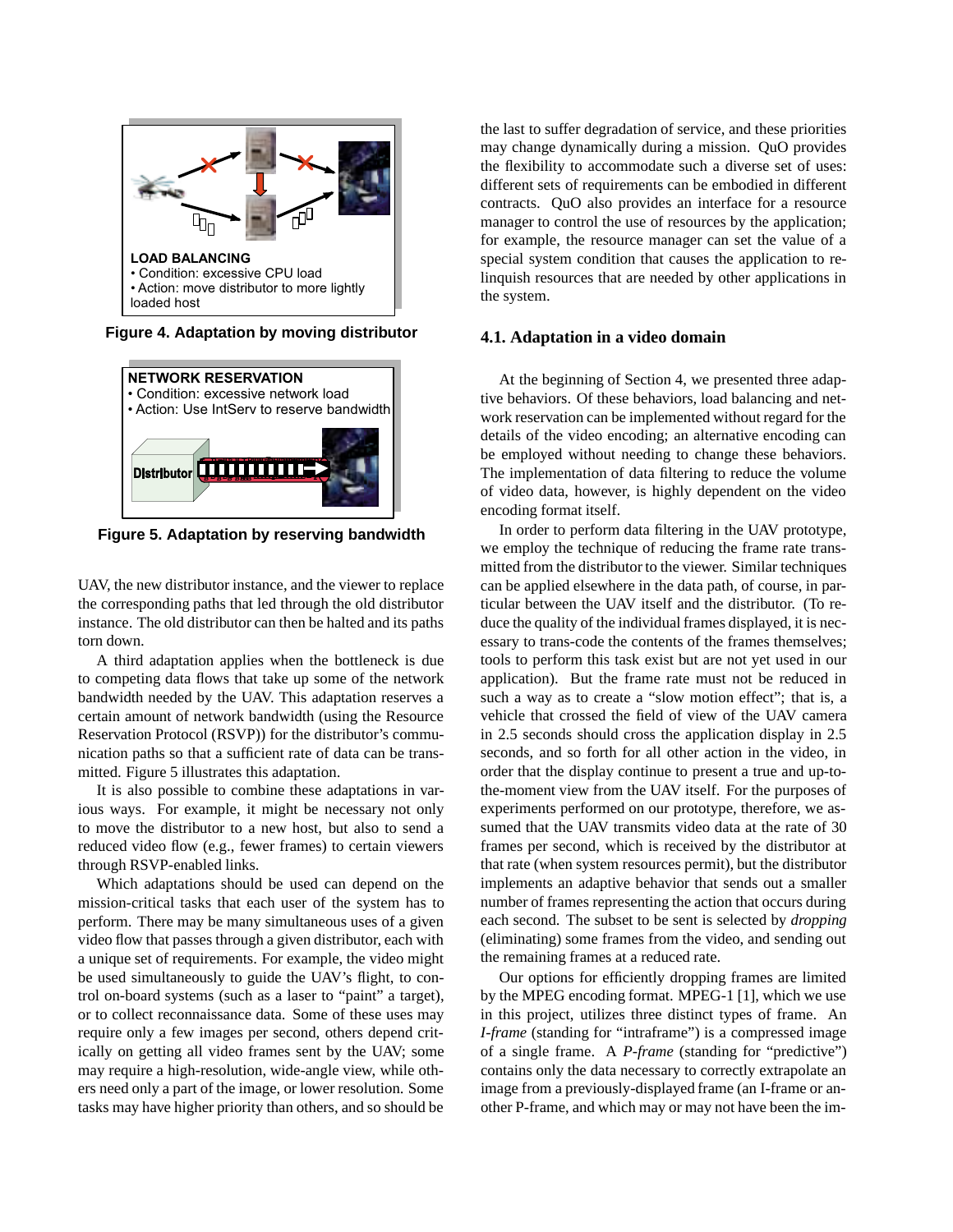LOAD BALANCING
• Condition: excessive CPU load
• Action: move distributor to more lightly loaded host

**Figure 4. Adaptation by moving distributor**

NETWORK RESERVATION
• Condition: excessive network load
• Action: Use IntServ to reserve bandwidth

Distributor

**Figure 5. Adaptation by reserving bandwidth**

UAV, the new distributor instance, and the viewer to replace the corresponding paths that led through the old distributor instance. The old distributor can then be halted and its paths torn down.

A third adaptation applies when the bottleneck is due to competing data flows that take up some of the network bandwidth needed by the UAV. This adaptation reserves a certain amount of network bandwidth (using the Resource Reservation Protocol (RSVP)) for the distributor's communication paths so that a sufficient rate of data can be transmitted. Figure 5 illustrates this adaptation.

It is also possible to combine these adaptations in various ways. For example, it might be necessary not only to move the distributor to a new host, but also to send a reduced video flow (e.g., fewer frames) to certain viewers through RSVP-enabled links.

Which adaptations should be used can depend on the mission-critical tasks that each user of the system has to perform. There may be many simultaneous uses of a given video flow that passes through a given distributor, each with a unique set of requirements. For example, the video might be used simultaneously to guide the UAV's flight, to control on-board systems (such as a laser to "paint" a target), or to collect reconnaissance data. Some of these uses may require only a few images per second, others depend critically on getting all video frames sent by the UAV; some may require a high-resolution, wide-angle view, while others need only a part of the image, or lower resolution. Some tasks may have higher priority than others, and so should be the last to suffer degradation of service, and these priorities may change dynamically during a mission. QuO provides the flexibility to accommodate such a diverse set of uses: different sets of requirements can be embodied in different contracts. QuO also provides an interface for a resource manager to control the use of resources by the application; for example, the resource manager can set the value of a special system condition that causes the application to relinquish resources that are needed by other applications in the system.

### 4.1. Adaptation in a video domain

At the beginning of Section 4, we presented three adaptive behaviors. Of these behaviors, load balancing and network reservation can be implemented without regard for the details of the video encoding; an alternative encoding can be employed without needing to change these behaviors. The implementation of data filtering to reduce the volume of video data, however, is highly dependent on the video encoding format itself.

In order to perform data filtering in the UAV prototype, we employ the technique of reducing the frame rate transmitted from the distributor to the viewer. Similar techniques can be applied elsewhere in the data path, of course, in particular between the UAV itself and the distributor. (To reduce the quality of the individual frames displayed, it is necessary to trans-code the contents of the frames themselves; tools to perform this task exist but are not yet used in our application). But the frame rate must not be reduced in such a way as to create a "slow motion effect"; that is, a vehicle that crossed the field of view of the UAV camera in 2.5 seconds should cross the application display in 2.5 seconds, and so forth for all other action in the video, in order that the display continue to present a true and up-to-the-moment view from the UAV itself. For the purposes of experiments performed on our prototype, therefore, we assumed that the UAV transmits video data at the rate of 30 frames per second, which is received by the distributor at that rate (when system resources permit), but the distributor implements an adaptive behavior that sends out a smaller number of frames representing the action that occurs during each second. The subset to be sent is selected by *dropping* (eliminating) some frames from the video, and sending out the remaining frames at a reduced rate.

Our options for efficiently dropping frames are limited by the MPEG encoding format. MPEG-1 [1], which we use in this project, utilizes three distinct types of frame. An *I-frame* (standing for "intraframe") is a compressed image of a single frame. A *P-frame* (standing for "predictive") contains only the data necessary to correctly extrapolate an image from a previously-displayed frame (an I-frame or another P-frame, and which may or may not have been the im-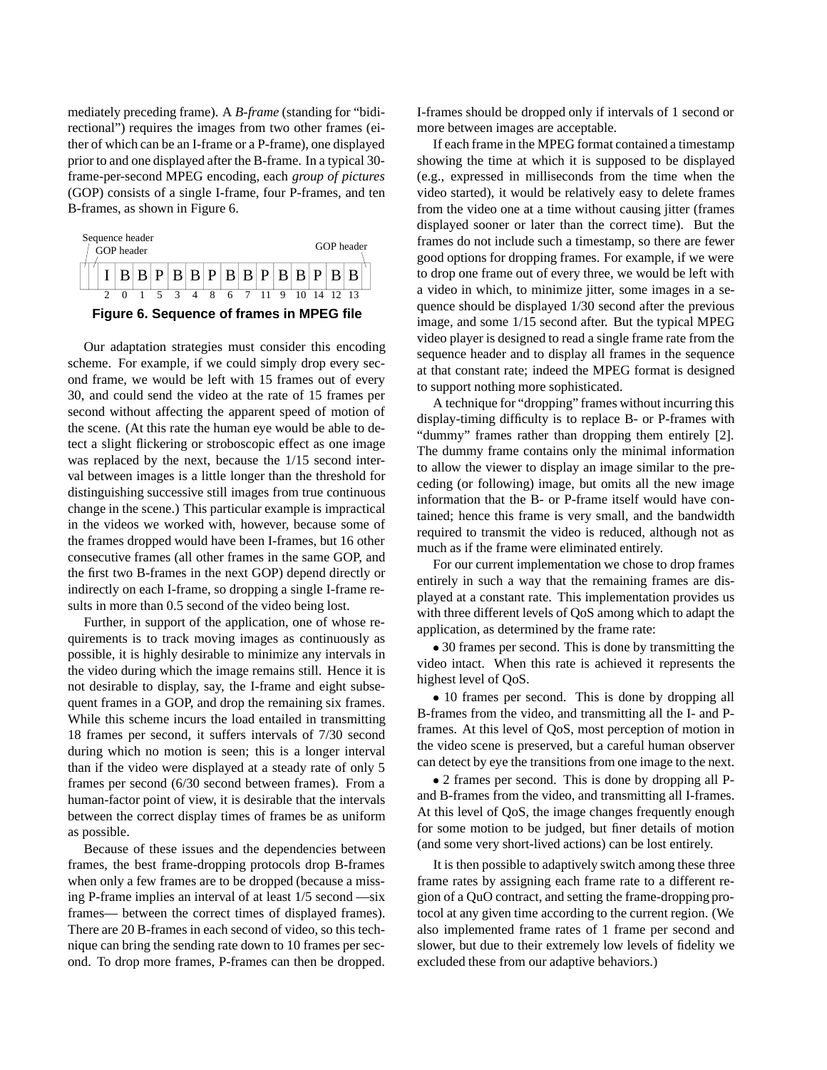mediately preceding frame). A *B-frame* (standing for "bidirectional") requires the images from two other frames (either of which can be an I-frame or a P-frame), one displayed prior to and one displayed after the B-frame. In a typical 30-frame-per-second MPEG encoding, each *group of pictures* (GOP) consists of a single I-frame, four P-frames, and ten B-frames, as shown in Figure 6.

| Sequence header | GOP header | I | B | B | P | B | B | P | B | B | P | B | B | P | B | B | GOP header |
|---|---|---|---|---|---|---|---|---|---|---|---|---|---|---|---|---|---|
| | | 2 | 0 | 1 | 5 | 3 | 4 | 8 | 6 | 7 | 11 | 9 | 10 | 14 | 12 | 13 | |

**Figure 6. Sequence of frames in MPEG file**

Our adaptation strategies must consider this encoding scheme. For example, if we could simply drop every second frame, we would be left with 15 frames out of every 30, and could send the video at the rate of 15 frames per second without affecting the apparent speed of motion of the scene. (At this rate the human eye would be able to detect a slight flickering or stroboscopic effect as one image was replaced by the next, because the 1/15 second interval between images is a little longer than the threshold for distinguishing successive still images from true continuous change in the scene.) This particular example is impractical in the videos we worked with, however, because some of the frames dropped would have been I-frames, but 16 other consecutive frames (all other frames in the same GOP, and the first two B-frames in the next GOP) depend directly or indirectly on each I-frame, so dropping a single I-frame results in more than 0.5 second of the video being lost.

Further, in support of the application, one of whose requirements is to track moving images as continuously as possible, it is highly desirable to minimize any intervals in the video during which the image remains still. Hence it is not desirable to display, say, the I-frame and eight subsequent frames in a GOP, and drop the remaining six frames. While this scheme incurs the load entailed in transmitting 18 frames per second, it suffers intervals of 7/30 second during which no motion is seen; this is a longer interval than if the video were displayed at a steady rate of only 5 frames per second (6/30 second between frames). From a human-factor point of view, it is desirable that the intervals between the correct display times of frames be as uniform as possible.

Because of these issues and the dependencies between frames, the best frame-dropping protocols drop B-frames when only a few frames are to be dropped (because a missing P-frame implies an interval of at least 1/5 second —six frames— between the correct times of displayed frames). There are 20 B-frames in each second of video, so this technique can bring the sending rate down to 10 frames per second. To drop more frames, P-frames can then be dropped. I-frames should be dropped only if intervals of 1 second or more between images are acceptable.

If each frame in the MPEG format contained a timestamp showing the time at which it is supposed to be displayed (e.g., expressed in milliseconds from the time when the video started), it would be relatively easy to delete frames from the video one at a time without causing jitter (frames displayed sooner or later than the correct time). But the frames do not include such a timestamp, so there are fewer good options for dropping frames. For example, if we were to drop one frame out of every three, we would be left with a video in which, to minimize jitter, some images in a sequence should be displayed 1/30 second after the previous image, and some 1/15 second after. But the typical MPEG video player is designed to read a single frame rate from the sequence header and to display all frames in the sequence at that constant rate; indeed the MPEG format is designed to support nothing more sophisticated.

A technique for "dropping" frames without incurring this display-timing difficulty is to replace B- or P-frames with "dummy" frames rather than dropping them entirely [2]. The dummy frame contains only the minimal information to allow the viewer to display an image similar to the preceding (or following) image, but omits all the new image information that the B- or P-frame itself would have contained; hence this frame is very small, and the bandwidth required to transmit the video is reduced, although not as much as if the frame were eliminated entirely.

For our current implementation we chose to drop frames entirely in such a way that the remaining frames are displayed at a constant rate. This implementation provides us with three different levels of QoS among which to adapt the application, as determined by the frame rate:

- 30 frames per second. This is done by transmitting the video intact. When this rate is achieved it represents the highest level of QoS.
- 10 frames per second. This is done by dropping all B-frames from the video, and transmitting all the I- and P-frames. At this level of QoS, most perception of motion in the video scene is preserved, but a careful human observer can detect by eye the transitions from one image to the next.
- 2 frames per second. This is done by dropping all P- and B-frames from the video, and transmitting all I-frames. At this level of QoS, the image changes frequently enough for some motion to be judged, but finer details of motion (and some very short-lived actions) can be lost entirely.

It is then possible to adaptively switch among these three frame rates by assigning each frame rate to a different region of a QuO contract, and setting the frame-dropping protocol at any given time according to the current region. (We also implemented frame rates of 1 frame per second and slower, but due to their extremely low levels of fidelity we excluded these from our adaptive behaviors.)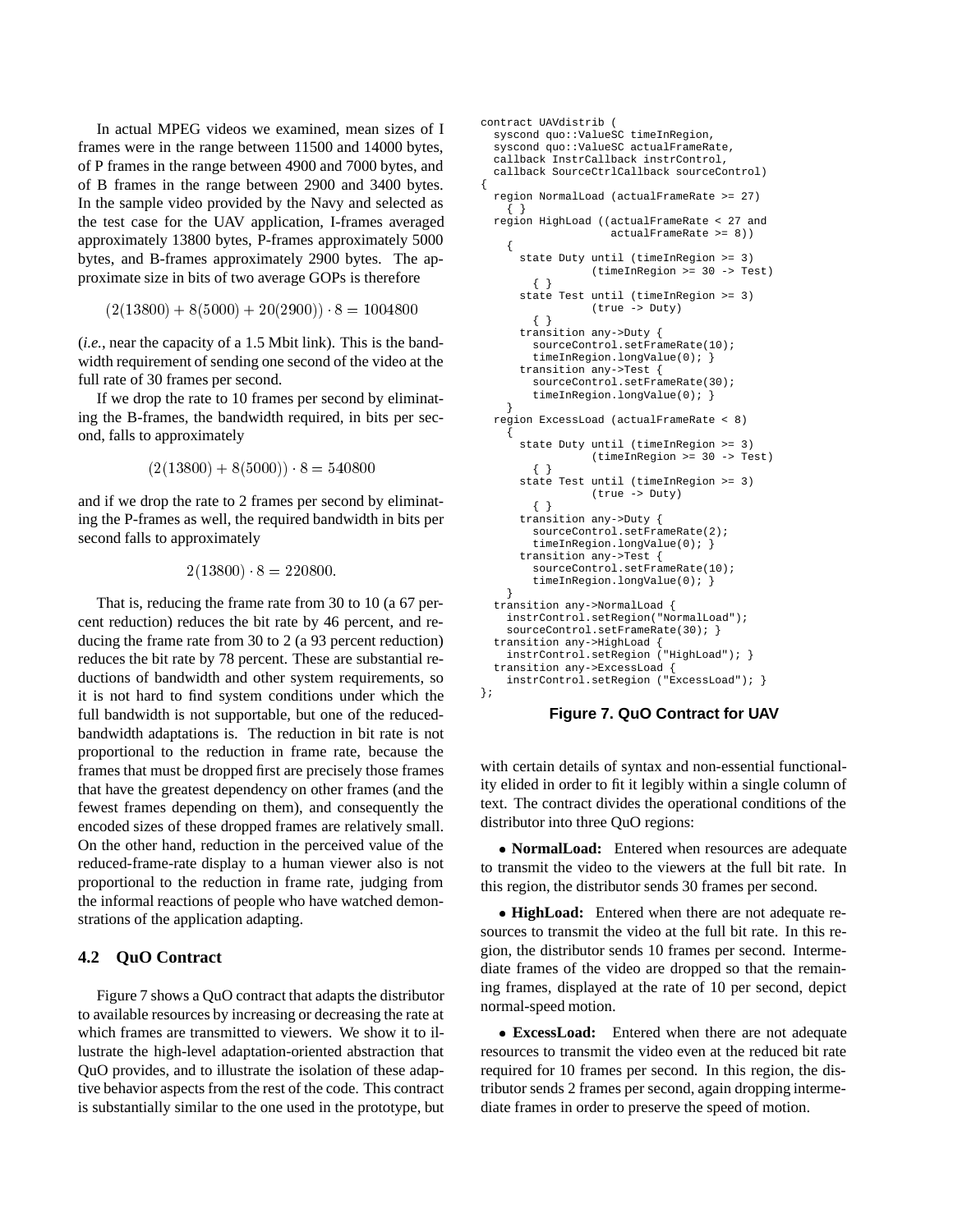In actual MPEG videos we examined, mean sizes of I frames were in the range between 11500 and 14000 bytes, of P frames in the range between 4900 and 7000 bytes, and of B frames in the range between 2900 and 3400 bytes. In the sample video provided by the Navy and selected as the test case for the UAV application, I-frames averaged approximately 13800 bytes, P-frames approximately 5000 bytes, and B-frames approximately 2900 bytes. The approximate size in bits of two average GOPs is therefore

$$(2(13800) + 8(5000) + 20(2900)) \cdot 8 = 1004800$$

(*i.e.*, near the capacity of a 1.5 Mbit link). This is the bandwidth requirement of sending one second of the video at the full rate of 30 frames per second.

If we drop the rate to 10 frames per second by eliminating the B-frames, the bandwidth required, in bits per second, falls to approximately

$$(2(13800) + 8(5000)) \cdot 8 = 540800$$

and if we drop the rate to 2 frames per second by eliminating the P-frames as well, the required bandwidth in bits per second falls to approximately

$$2(13800) \cdot 8 = 220800.$$

That is, reducing the frame rate from 30 to 10 (a 67 percent reduction) reduces the bit rate by 46 percent, and reducing the frame rate from 30 to 2 (a 93 percent reduction) reduces the bit rate by 78 percent. These are substantial reductions of bandwidth and other system requirements, so it is not hard to find system conditions under which the full bandwidth is not supportable, but one of the reduced-bandwidth adaptations is. The reduction in bit rate is not proportional to the reduction in frame rate, because the frames that must be dropped first are precisely those frames that have the greatest dependency on other frames (and the fewest frames depending on them), and consequently the encoded sizes of these dropped frames are relatively small. On the other hand, reduction in the perceived value of the reduced-frame-rate display to a human viewer also is not proportional to the reduction in frame rate, judging from the informal reactions of people who have watched demonstrations of the application adapting.

### 4.2 QuO Contract

Figure 7 shows a QuO contract that adapts the distributor to available resources by increasing or decreasing the rate at which frames are transmitted to viewers. We show it to illustrate the high-level adaptation-oriented abstraction that QuO provides, and to illustrate the isolation of these adaptive behavior aspects from the rest of the code. This contract is substantially similar to the one used in the prototype, but with certain details of syntax and non-essential functionality elided in order to fit it legibly within a single column of text. The contract divides the operational conditions of the distributor into three QuO regions:

```
contract UAVdistrib (
  syscond quo::ValueSC timeInRegion,
  syscond quo::ValueSC actualFrameRate,
  callback InstrCallback instrControl,
  callback SourceCtrlCallback sourceControl)
{
  region NormalLoad (actualFrameRate >= 27)
    { }
  region HighLoad ((actualFrameRate < 27 and
                    actualFrameRate >= 8))
    {
      state Duty until (timeInRegion >= 3)
                (timeInRegion >= 30 -> Test)
        { }
      state Test until (timeInRegion >= 3)
                (true -> Duty)
        { }
      transition any->Duty {
        sourceControl.setFrameRate(10);
        timeInRegion.longValue(0); }
      transition any->Test {
        sourceControl.setFrameRate(30);
        timeInRegion.longValue(0); }
    }
  region ExcessLoad (actualFrameRate < 8)
    {
      state Duty until (timeInRegion >= 3)
                (timeInRegion >= 30 -> Test)
        { }
      state Test until (timeInRegion >= 3)
                (true -> Duty)
        { }
      transition any->Duty {
        sourceControl.setFrameRate(2);
        timeInRegion.longValue(0); }
      transition any->Test {
        sourceControl.setFrameRate(10);
        timeInRegion.longValue(0); }
    }
  transition any->NormalLoad {
    instrControl.setRegion("NormalLoad");
    sourceControl.setFrameRate(30); }
  transition any->HighLoad {
    instrControl.setRegion ("HighLoad"); }
  transition any->ExcessLoad {
    instrControl.setRegion ("ExcessLoad"); }
};
```

**Figure 7. QuO Contract for UAV**

- **NormalLoad:** Entered when resources are adequate to transmit the video to the viewers at the full bit rate. In this region, the distributor sends 30 frames per second.

- **HighLoad:** Entered when there are not adequate resources to transmit the video at the full bit rate. In this region, the distributor sends 10 frames per second. Intermediate frames of the video are dropped so that the remaining frames, displayed at the rate of 10 per second, depict normal-speed motion.

- **ExcessLoad:** Entered when there are not adequate resources to transmit the video even at the reduced bit rate required for 10 frames per second. In this region, the distributor sends 2 frames per second, again dropping intermediate frames in order to preserve the speed of motion.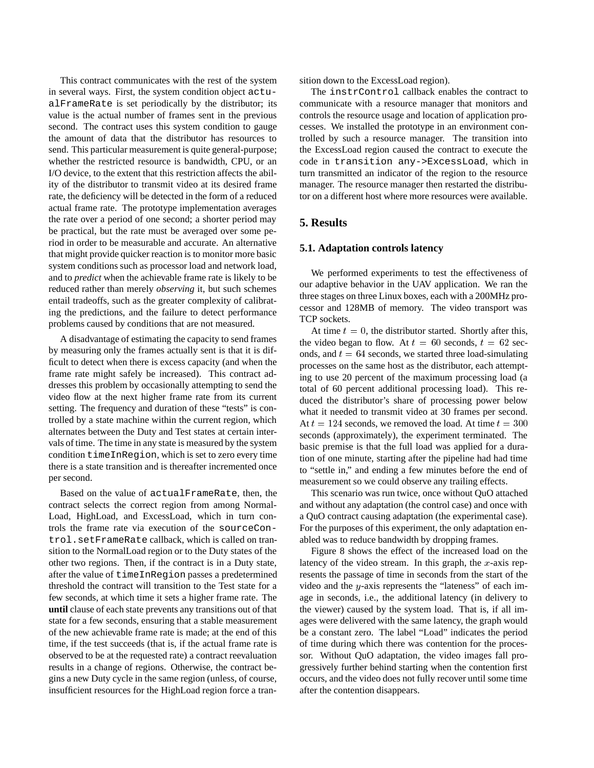This contract communicates with the rest of the system in several ways. First, the system condition object `actualFrameRate` is set periodically by the distributor; its value is the actual number of frames sent in the previous second. The contract uses this system condition to gauge the amount of data that the distributor has resources to send. This particular measurement is quite general-purpose; whether the restricted resource is bandwidth, CPU, or an I/O device, to the extent that this restriction affects the ability of the distributor to transmit video at its desired frame rate, the deficiency will be detected in the form of a reduced actual frame rate. The prototype implementation averages the rate over a period of one second; a shorter period may be practical, but the rate must be averaged over some period in order to be measurable and accurate. An alternative that might provide quicker reaction is to monitor more basic system conditions such as processor load and network load, and to *predict* when the achievable frame rate is likely to be reduced rather than merely *observing* it, but such schemes entail tradeoffs, such as the greater complexity of calibrating the predictions, and the failure to detect performance problems caused by conditions that are not measured.

A disadvantage of estimating the capacity to send frames by measuring only the frames actually sent is that it is difficult to detect when there is excess capacity (and when the frame rate might safely be increased). This contract addresses this problem by occasionally attempting to send the video flow at the next higher frame rate from its current setting. The frequency and duration of these "tests" is controlled by a state machine within the current region, which alternates between the Duty and Test states at certain intervals of time. The time in any state is measured by the system condition `timeInRegion`, which is set to zero every time there is a state transition and is thereafter incremented once per second.

Based on the value of `actualFrameRate`, then, the contract selects the correct region from among NormalLoad, HighLoad, and ExcessLoad, which in turn controls the frame rate via execution of the `sourceControl.setFrameRate` callback, which is called on transition to the NormalLoad region or to the Duty states of the other two regions. Then, if the contract is in a Duty state, after the value of `timeInRegion` passes a predetermined threshold the contract will transition to the Test state for a few seconds, at which time it sets a higher frame rate. The **until** clause of each state prevents any transitions out of that state for a few seconds, ensuring that a stable measurement of the new achievable frame rate is made; at the end of this time, if the test succeeds (that is, if the actual frame rate is observed to be at the requested rate) a contract reevaluation results in a change of regions. Otherwise, the contract begins a new Duty cycle in the same region (unless, of course, insufficient resources for the HighLoad region force a transition down to the ExcessLoad region).

The `instrControl` callback enables the contract to communicate with a resource manager that monitors and controls the resource usage and location of application processes. We installed the prototype in an environment controlled by such a resource manager. The transition into the ExcessLoad region caused the contract to execute the code in `transition any->ExcessLoad`, which in turn transmitted an indicator of the region to the resource manager. The resource manager then restarted the distributor on a different host where more resources were available.

## 5. Results

### 5.1. Adaptation controls latency

We performed experiments to test the effectiveness of our adaptive behavior in the UAV application. We ran the three stages on three Linux boxes, each with a 200MHz processor and 128MB of memory. The video transport was TCP sockets.

At time $t = 0$, the distributor started. Shortly after this, the video began to flow. At $t = 60$ seconds, $t = 62$ seconds, and $t = 64$ seconds, we started three load-simulating processes on the same host as the distributor, each attempting to use 20 percent of the maximum processing load (a total of 60 percent additional processing load). This reduced the distributor's share of processing power below what it needed to transmit video at 30 frames per second. At $t = 124$ seconds, we removed the load. At time $t = 300$ seconds (approximately), the experiment terminated. The basic premise is that the full load was applied for a duration of one minute, starting after the pipeline had had time to "settle in," and ending a few minutes before the end of measurement so we could observe any trailing effects.

This scenario was run twice, once without QuO attached and without any adaptation (the control case) and once with a QuO contract causing adaptation (the experimental case). For the purposes of this experiment, the only adaptation enabled was to reduce bandwidth by dropping frames.

Figure 8 shows the effect of the increased load on the latency of the video stream. In this graph, the $x$-axis represents the passage of time in seconds from the start of the video and the $y$-axis represents the "lateness" of each image in seconds, i.e., the additional latency (in delivery to the viewer) caused by the system load. That is, if all images were delivered with the same latency, the graph would be a constant zero. The label "Load" indicates the period of time during which there was contention for the processor. Without QuO adaptation, the video images fall progressively further behind starting when the contention first occurs, and the video does not fully recover until some time after the contention disappears.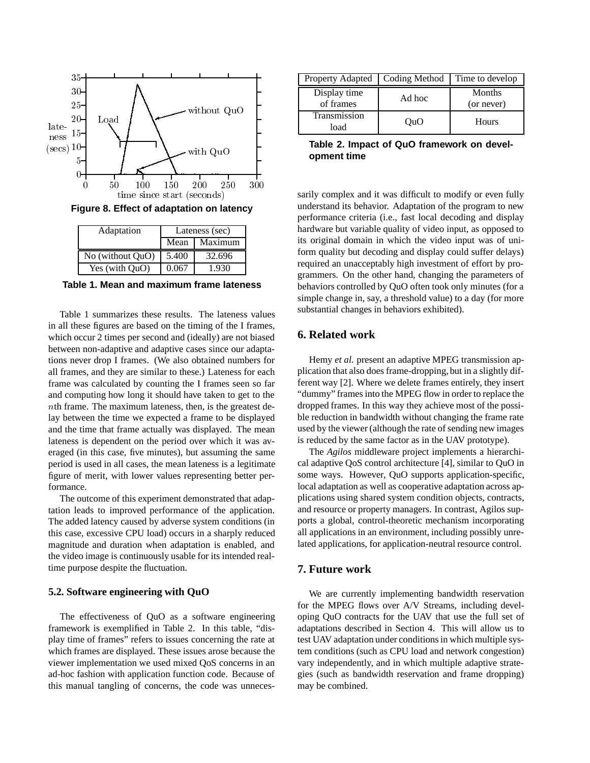Figure 8. Effect of adaptation on latency

| Adaptation | Lateness (sec) | |
|---|---|---|
| | Mean | Maximum |
| No (without QuO) | 5.400 | 32.696 |
| Yes (with QuO) | 0.067 | 1.930 |

Table 1. Mean and maximum frame lateness

Table 1 summarizes these results. The lateness values in all these figures are based on the timing of the I frames, which occur 2 times per second and (ideally) are not biased between non-adaptive and adaptive cases since our adaptations never drop I frames. (We also obtained numbers for all frames, and they are similar to these.) Lateness for each frame was calculated by counting the I frames seen so far and computing how long it should have taken to get to the $n$th frame. The maximum lateness, then, is the greatest delay between the time we expected a frame to be displayed and the time that frame actually was displayed. The mean lateness is dependent on the period over which it was averaged (in this case, five minutes), but assuming the same period is used in all cases, the mean lateness is a legitimate figure of merit, with lower values representing better performance.

The outcome of this experiment demonstrated that adaptation leads to improved performance of the application. The added latency caused by adverse system conditions (in this case, excessive CPU load) occurs in a sharply reduced magnitude and duration when adaptation is enabled, and the video image is continuously usable for its intended real-time purpose despite the fluctuation.

### 5.2. Software engineering with QuO

The effectiveness of QuO as a software engineering framework is exemplified in Table 2. In this table, "display time of frames" refers to issues concerning the rate at which frames are displayed. These issues arose because the viewer implementation we used mixed QoS concerns in an ad-hoc fashion with application function code. Because of this manual tangling of concerns, the code was unnecessarily complex and it was difficult to modify or even fully understand its behavior. Adaptation of the program to new performance criteria (i.e., fast local decoding and display hardware but variable quality of video input, as opposed to its original domain in which the video input was of uniform quality but decoding and display could suffer delays) required an unacceptably high investment of effort by programmers. On the other hand, changing the parameters of behaviors controlled by QuO often took only minutes (for a simple change in, say, a threshold value) to a day (for more substantial changes in behaviors exhibited).

| Property Adapted | Coding Method | Time to develop |
|---|---|---|
| Display time of frames | Ad hoc | Months (or never) |
| Transmission load | QuO | Hours |

Table 2. Impact of QuO framework on development time

## 6. Related work

Hemy *et al.* present an adaptive MPEG transmission application that also does frame-dropping, but in a slightly different way [2]. Where we delete frames entirely, they insert "dummy" frames into the MPEG flow in order to replace the dropped frames. In this way they achieve most of the possible reduction in bandwidth without changing the frame rate used by the viewer (although the rate of sending new images is reduced by the same factor as in the UAV prototype).

The *Agilos* middleware project implements a hierarchical adaptive QoS control architecture [4], similar to QuO in some ways. However, QuO supports application-specific, local adaptation as well as cooperative adaptation across applications using shared system condition objects, contracts, and resource or property managers. In contrast, Agilos supports a global, control-theoretic mechanism incorporating all applications in an environment, including possibly unrelated applications, for application-neutral resource control.

## 7. Future work

We are currently implementing bandwidth reservation for the MPEG flows over A/V Streams, including developing QuO contracts for the UAV that use the full set of adaptations described in Section 4. This will allow us to test UAV adaptation under conditions in which multiple system conditions (such as CPU load and network congestion) vary independently, and in which multiple adaptive strategies (such as bandwidth reservation and frame dropping) may be combined.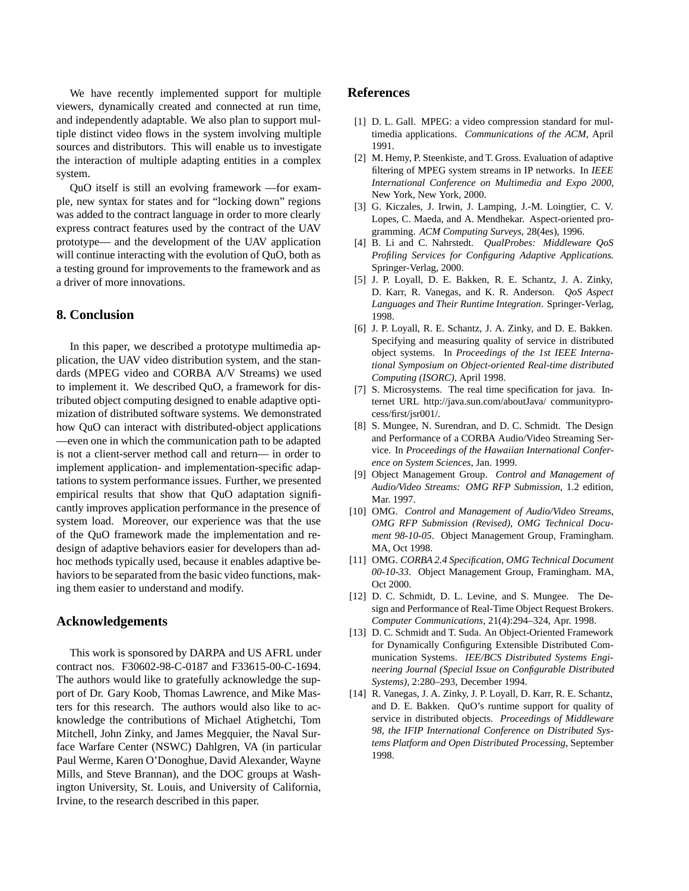We have recently implemented support for multiple viewers, dynamically created and connected at run time, and independently adaptable. We also plan to support multiple distinct video flows in the system involving multiple sources and distributors. This will enable us to investigate the interaction of multiple adapting entities in a complex system.

QuO itself is still an evolving framework —for example, new syntax for states and for "locking down" regions was added to the contract language in order to more clearly express contract features used by the contract of the UAV prototype— and the development of the UAV application will continue interacting with the evolution of QuO, both as a testing ground for improvements to the framework and as a driver of more innovations.

## 8. Conclusion

In this paper, we described a prototype multimedia application, the UAV video distribution system, and the standards (MPEG video and CORBA A/V Streams) we used to implement it. We described QuO, a framework for distributed object computing designed to enable adaptive optimization of distributed software systems. We demonstrated how QuO can interact with distributed-object applications —even one in which the communication path to be adapted is not a client-server method call and return— in order to implement application- and implementation-specific adaptations to system performance issues. Further, we presented empirical results that show that QuO adaptation significantly improves application performance in the presence of system load. Moreover, our experience was that the use of the QuO framework made the implementation and redesign of adaptive behaviors easier for developers than adhoc methods typically used, because it enables adaptive behaviors to be separated from the basic video functions, making them easier to understand and modify.

## Acknowledgements

This work is sponsored by DARPA and US AFRL under contract nos. F30602-98-C-0187 and F33615-00-C-1694. The authors would like to gratefully acknowledge the support of Dr. Gary Koob, Thomas Lawrence, and Mike Masters for this research. The authors would also like to acknowledge the contributions of Michael Atighetchi, Tom Mitchell, John Zinky, and James Megquier, the Naval Surface Warfare Center (NSWC) Dahlgren, VA (in particular Paul Werme, Karen O'Donoghue, David Alexander, Wayne Mills, and Steve Brannan), and the DOC groups at Washington University, St. Louis, and University of California, Irvine, to the research described in this paper.

## References

[1] D. L. Gall. MPEG: a video compression standard for multimedia applications. *Communications of the ACM*, April 1991.

[2] M. Hemy, P. Steenkiste, and T. Gross. Evaluation of adaptive filtering of MPEG system streams in IP networks. In *IEEE International Conference on Multimedia and Expo 2000*, New York, New York, 2000.

[3] G. Kiczales, J. Irwin, J. Lamping, J.-M. Loingtier, C. V. Lopes, C. Maeda, and A. Mendhekar. Aspect-oriented programming. *ACM Computing Surveys*, 28(4es), 1996.

[4] B. Li and C. Nahrstedt. *QualProbes: Middleware QoS Profiling Services for Configuring Adaptive Applications.* Springer-Verlag, 2000.

[5] J. P. Loyall, D. E. Bakken, R. E. Schantz, J. A. Zinky, D. Karr, R. Vanegas, and K. R. Anderson. *QoS Aspect Languages and Their Runtime Integration*. Springer-Verlag, 1998.

[6] J. P. Loyall, R. E. Schantz, J. A. Zinky, and D. E. Bakken. Specifying and measuring quality of service in distributed object systems. In *Proceedings of the 1st IEEE International Symposium on Object-oriented Real-time distributed Computing (ISORC)*, April 1998.

[7] S. Microsystems. The real time specification for java. Internet URL http://java.sun.com/aboutJava/ communityprocess/first/jsr001/.

[8] S. Mungee, N. Surendran, and D. C. Schmidt. The Design and Performance of a CORBA Audio/Video Streaming Service. In *Proceedings of the Hawaiian International Conference on System Sciences*, Jan. 1999.

[9] Object Management Group. *Control and Management of Audio/Video Streams: OMG RFP Submission*, 1.2 edition, Mar. 1997.

[10] OMG. *Control and Management of Audio/Video Streams, OMG RFP Submission (Revised), OMG Technical Document 98-10-05*. Object Management Group, Framingham. MA, Oct 1998.

[11] OMG. *CORBA 2.4 Specification, OMG Technical Document 00-10-33*. Object Management Group, Framingham. MA, Oct 2000.

[12] D. C. Schmidt, D. L. Levine, and S. Mungee. The Design and Performance of Real-Time Object Request Brokers. *Computer Communications*, 21(4):294–324, Apr. 1998.

[13] D. C. Schmidt and T. Suda. An Object-Oriented Framework for Dynamically Configuring Extensible Distributed Communication Systems. *IEE/BCS Distributed Systems Engineering Journal (Special Issue on Configurable Distributed Systems)*, 2:280–293, December 1994.

[14] R. Vanegas, J. A. Zinky, J. P. Loyall, D. Karr, R. E. Schantz, and D. E. Bakken. QuO's runtime support for quality of service in distributed objects. *Proceedings of Middleware 98, the IFIP International Conference on Distributed Systems Platform and Open Distributed Processing*, September 1998.